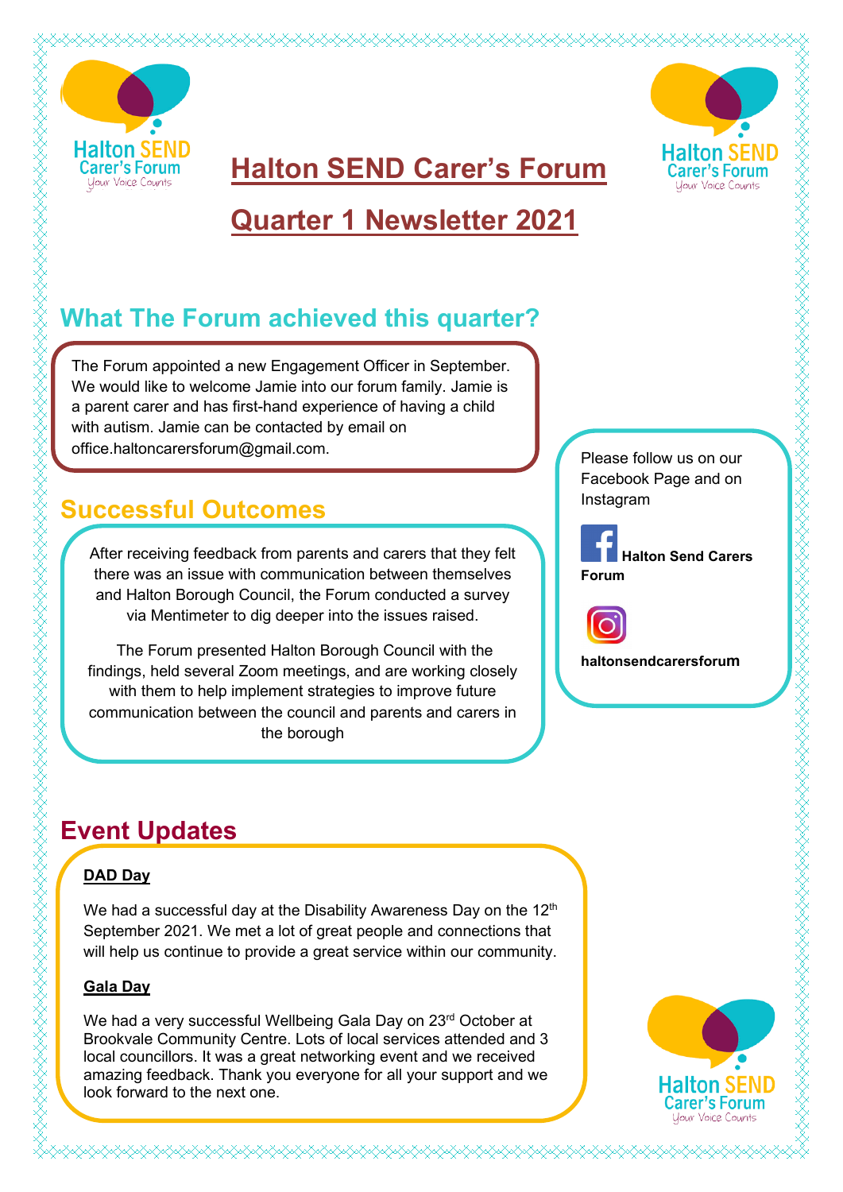# Halton SEND Carer's Forum

# Quarter 1 Newsletter 2021

## What The Forum achieved this quarter?

The Forum appointed a new Engagement Officer in September. We would like to welcome Jamie into our forum family. Jamie is a parent carer and has first-hand experience of having a child with autism. Jamie can be contacted by email on office.haltoncarersforum@gmail.com.

## Successful Outcomes

After receiving feedback from parents and carers that they felt there was an issue with communication between themselves and Halton Borough Council, the Forum conducted a survey via Mentimeter to dig deeper into the issues raised.

The Forum presented Halton Borough Council with the findings, held several Zoom meetings, and are working closely with them to help implement strategies to improve future communication between the council and parents and carers in the borough

Please follow us on our Facebook Page and on Instagram

**Halton Send Carers Forum**

**haltonsendcarersforum**

## Event Updates

**DAD Day**

We had a successful day at the Disability Awareness Day on the 12th September 2021. We met a lot of great people and connections that will help us continue to provide a great service within our community.

**Gala Day**

We had a very successful Wellbeing Gala Day on 23rd October at Brookvale Community Centre. Lots of local services attended and 3 local councillors. It was a great networking event and we received amazing feedback. Thank you everyone for all your support and we look forward to the next one.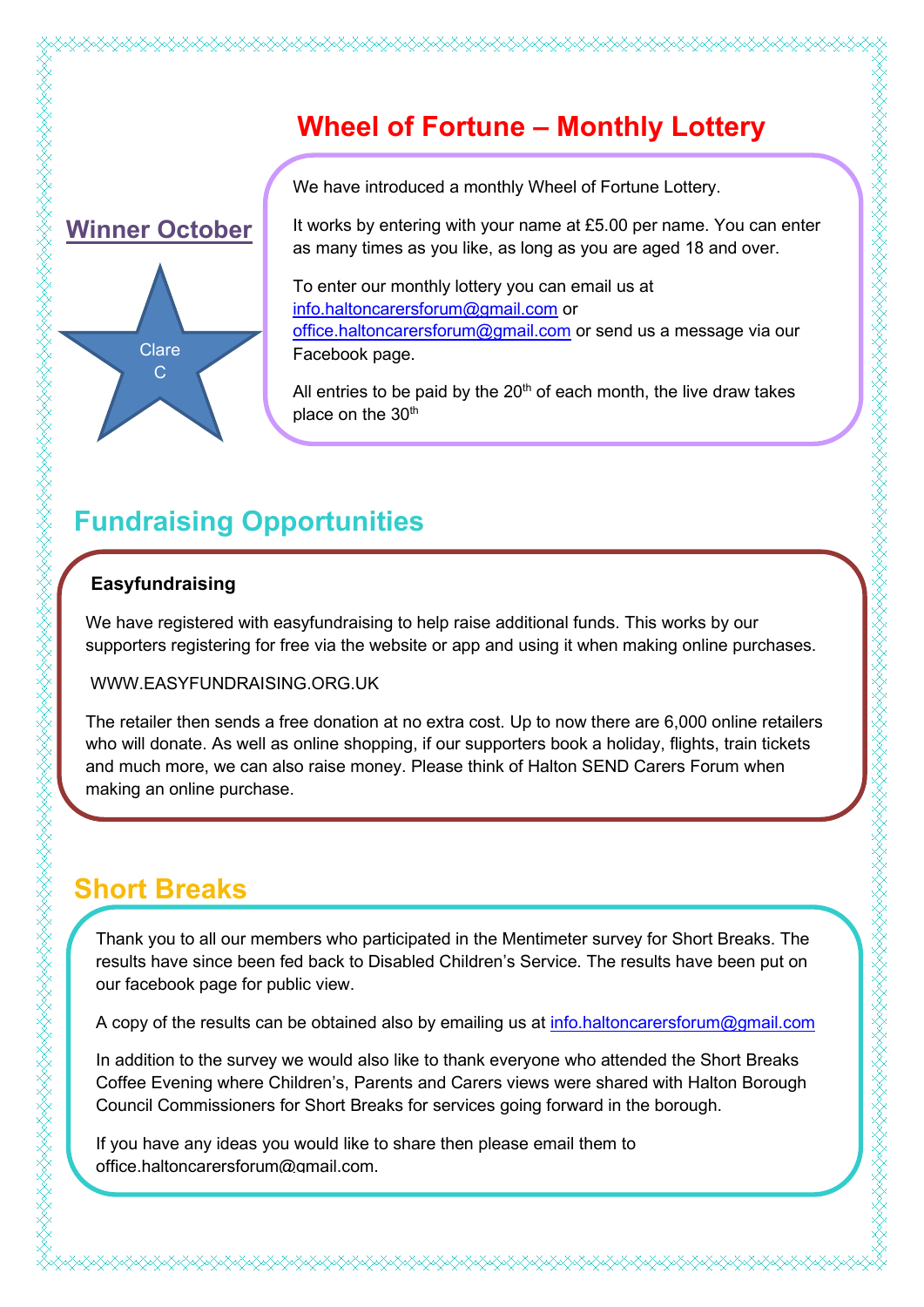# Wheel of Fortune – Monthly Lottery

## Winner October

Clare C

We have introduced a monthly Wheel of Fortune Lottery.

It works by entering with your name at £5.00 per name. You can enter as many times as you like, as long as you are aged 18 and over.

To enter our monthly lottery you can email us at info.haltoncarersforum@gmail.com or office.haltoncarersforum@gmail.com or send us a message via our Facebook page.

All entries to be paid by the 20th of each month, the live draw takes place on the 30th

## Fundraising Opportunities

**Easyfundraising**

We have registered with easyfundraising to help raise additional funds. This works by our supporters registering for free via the website or app and using it when making online purchases.

WWW.EASYFUNDRAISING.ORG.UK

The retailer then sends a free donation at no extra cost. Up to now there are 6,000 online retailers who will donate. As well as online shopping, if our supporters book a holiday, flights, train tickets and much more, we can also raise money. Please think of Halton SEND Carers Forum when making an online purchase.

## Short Breaks

Thank you to all our members who participated in the Mentimeter survey for Short Breaks. The results have since been fed back to Disabled Children's Service. The results have been put on our facebook page for public view.

A copy of the results can be obtained also by emailing us at info.haltoncarersforum@gmail.com

In addition to the survey we would also like to thank everyone who attended the Short Breaks Coffee Evening where Children's, Parents and Carers views were shared with Halton Borough Council Commissioners for Short Breaks for services going forward in the borough.

If you have any ideas you would like to share then please email them to office.haltoncarersforum@gmail.com.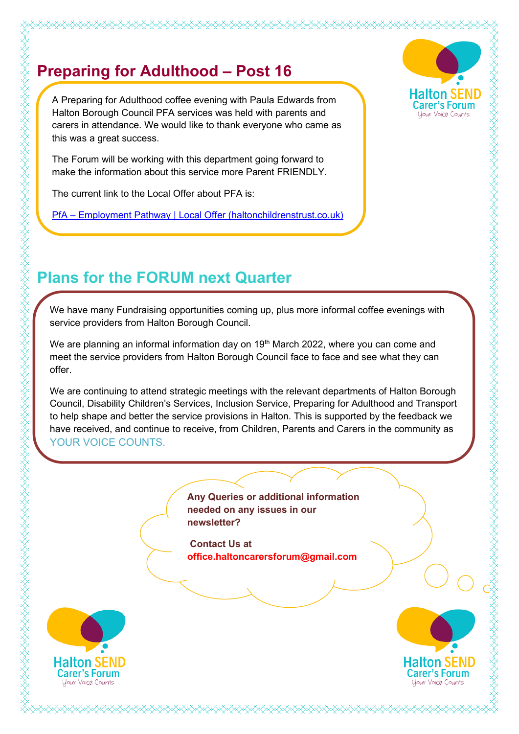## Preparing for Adulthood – Post 16

A Preparing for Adulthood coffee evening with Paula Edwards from Halton Borough Council PFA services was held with parents and carers in attendance. We would like to thank everyone who came as this was a great success.

The Forum will be working with this department going forward to make the information about this service more Parent FRIENDLY.

The current link to the Local Offer about PFA is:

[PfA – Employment Pathway | Local Offer (haltonchildrenstrust.co.uk)]

## Plans for the FORUM next Quarter

We have many Fundraising opportunities coming up, plus more informal coffee evenings with service providers from Halton Borough Council.

We are planning an informal information day on 19th March 2022, where you can come and meet the service providers from Halton Borough Council face to face and see what they can offer.

We are continuing to attend strategic meetings with the relevant departments of Halton Borough Council, Disability Children's Services, Inclusion Service, Preparing for Adulthood and Transport to help shape and better the service provisions in Halton. This is supported by the feedback we have received, and continue to receive, from Children, Parents and Carers in the community as YOUR VOICE COUNTS.

**Any Queries or additional information needed on any issues in our newsletter?**

**Contact Us at office.haltoncarersforum@gmail.com**

Halton SEND Carer's Forum
Your Voice Counts